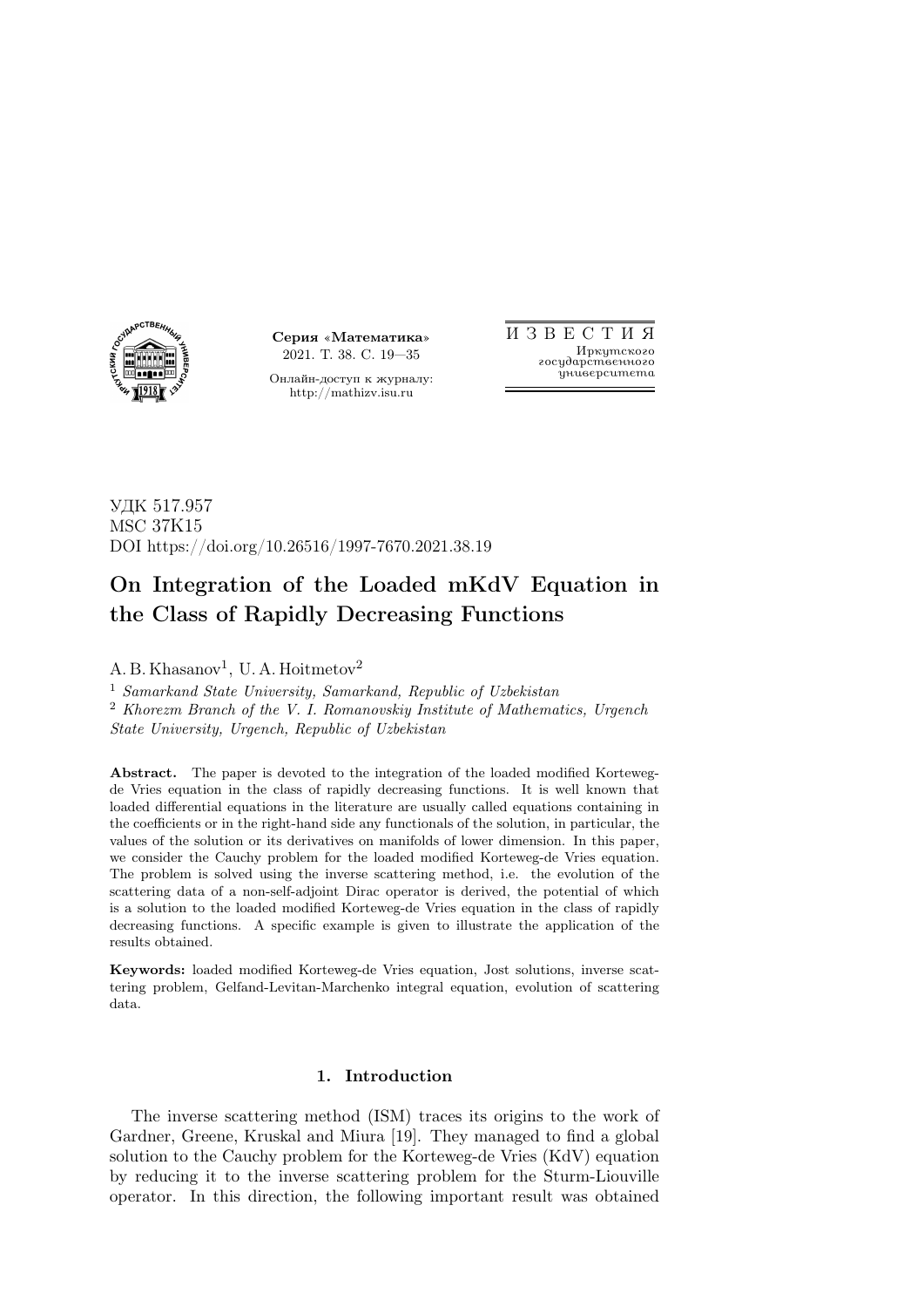**Серия «Математика»**
2021. Т. 38. С. 19—35

Онлайн-доступ к журналу:
http://mathizv.isu.ru

И З В Е С Т И Я
*Иркутского государственного университета*

УДК 517.957
MSC 37K15
DOI https://doi.org/10.26516/1997-7670.2021.38.19

# On Integration of the Loaded mKdV Equation in the Class of Rapidly Decreasing Functions

A. B. Khasanov[1], U. A. Hoitmetov[2]

[1] *Samarkand State University, Samarkand, Republic of Uzbekistan*
[2] *Khorezm Branch of the V. I. Romanovskiy Institute of Mathematics, Urgench State University, Urgench, Republic of Uzbekistan*

**Abstract.** The paper is devoted to the integration of the loaded modified Korteweg-de Vries equation in the class of rapidly decreasing functions. It is well known that loaded differential equations in the literature are usually called equations containing in the coefficients or in the right-hand side any functionals of the solution, in particular, the values of the solution or its derivatives on manifolds of lower dimension. In this paper, we consider the Cauchy problem for the loaded modified Korteweg-de Vries equation. The problem is solved using the inverse scattering method, i.e. the evolution of the scattering data of a non-self-adjoint Dirac operator is derived, the potential of which is a solution to the loaded modified Korteweg-de Vries equation in the class of rapidly decreasing functions. A specific example is given to illustrate the application of the results obtained.

**Keywords:** loaded modified Korteweg-de Vries equation, Jost solutions, inverse scattering problem, Gelfand-Levitan-Marchenko integral equation, evolution of scattering data.

## 1. Introduction

The inverse scattering method (ISM) traces its origins to the work of Gardner, Greene, Kruskal and Miura [19]. They managed to find a global solution to the Cauchy problem for the Korteweg-de Vries (KdV) equation by reducing it to the inverse scattering problem for the Sturm-Liouville operator. In this direction, the following important result was obtained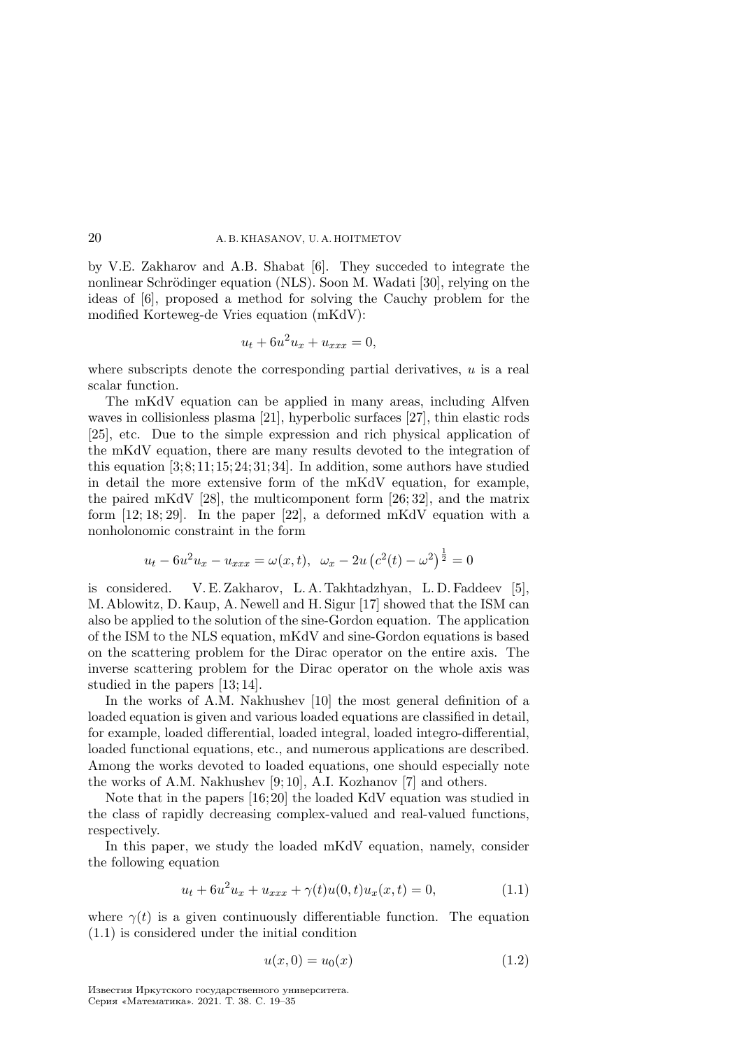by V.E. Zakharov and A.B. Shabat [6]. They succeded to integrate the nonlinear Schrödinger equation (NLS). Soon M. Wadati [30], relying on the ideas of [6], proposed a method for solving the Cauchy problem for the modified Korteweg-de Vries equation (mKdV):

$$u_t + 6u^2 u_x + u_{xxx} = 0,$$

where subscripts denote the corresponding partial derivatives, $u$ is a real scalar function.

The mKdV equation can be applied in many areas, including Alfven waves in collisionless plasma [21], hyperbolic surfaces [27], thin elastic rods [25], etc. Due to the simple expression and rich physical application of the mKdV equation, there are many results devoted to the integration of this equation [3;8;11;15;24;31;34]. In addition, some authors have studied in detail the more extensive form of the mKdV equation, for example, the paired mKdV [28], the multicomponent form [26;32], and the matrix form [12;18;29]. In the paper [22], a deformed mKdV equation with a nonholonomic constraint in the form

$$u_t - 6u^2 u_x - u_{xxx} = \omega(x,t), \ \ \omega_x - 2u\left(c^2(t) - \omega^2\right)^{\frac{1}{2}} = 0$$

is considered. V. E. Zakharov, L. A. Takhtadzhyan, L. D. Faddeev [5], M. Ablowitz, D. Kaup, A. Newell and H. Sigur [17] showed that the ISM can also be applied to the solution of the sine-Gordon equation. The application of the ISM to the NLS equation, mKdV and sine-Gordon equations is based on the scattering problem for the Dirac operator on the entire axis. The inverse scattering problem for the Dirac operator on the whole axis was studied in the papers [13;14].

In the works of A.M. Nakhushev [10] the most general definition of a loaded equation is given and various loaded equations are classified in detail, for example, loaded differential, loaded integral, loaded integro-differential, loaded functional equations, etc., and numerous applications are described. Among the works devoted to loaded equations, one should especially note the works of A.M. Nakhushev [9;10], A.I. Kozhanov [7] and others.

Note that in the papers [16;20] the loaded KdV equation was studied in the class of rapidly decreasing complex-valued and real-valued functions, respectively.

In this paper, we study the loaded mKdV equation, namely, consider the following equation

$$u_t + 6u^2 u_x + u_{xxx} + \gamma(t)u(0,t)u_x(x,t) = 0, \tag{1.1}$$

where $\gamma(t)$ is a given continuously differentiable function. The equation (1.1) is considered under the initial condition

$$u(x,0) = u_0(x) \tag{1.2}$$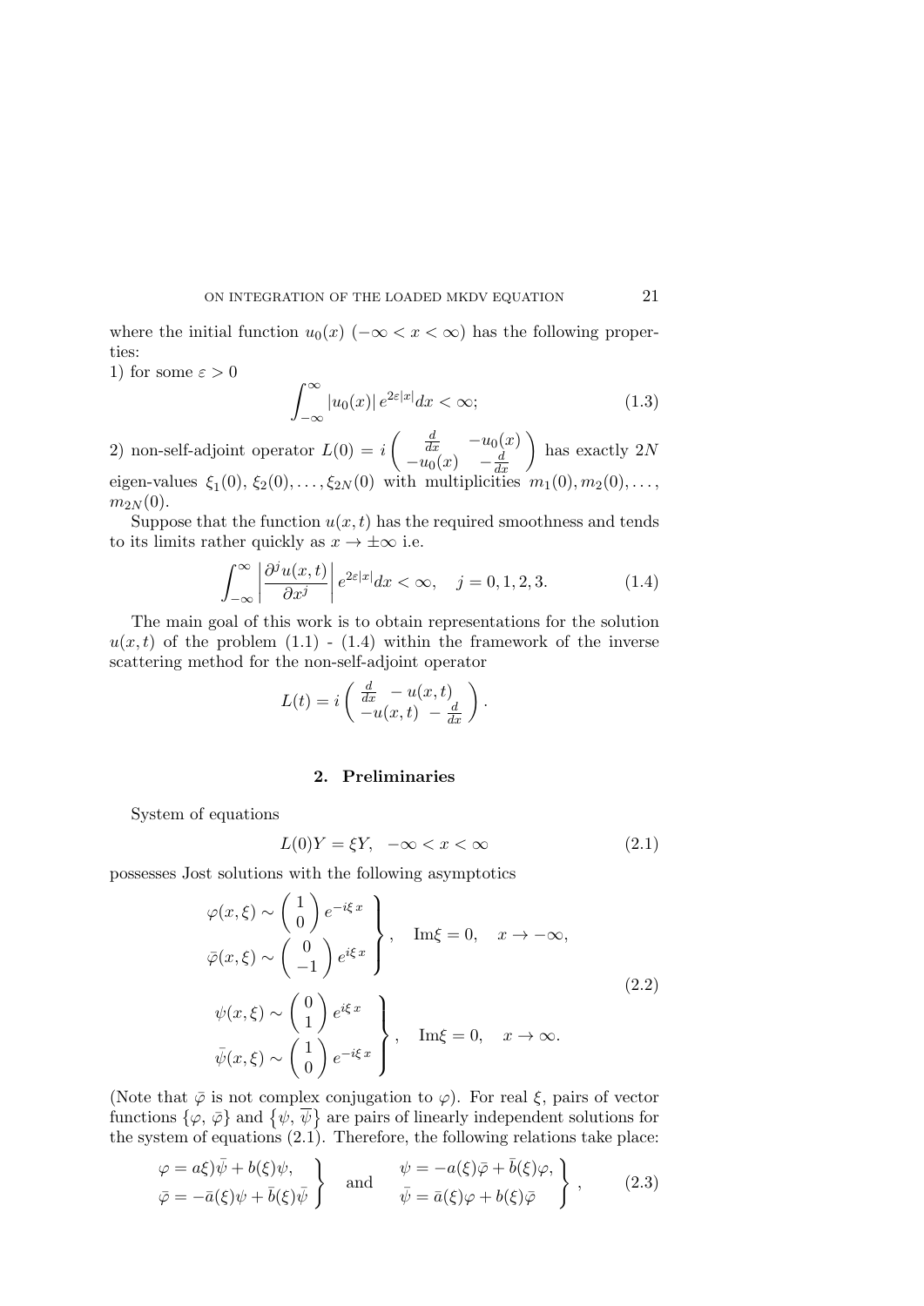where the initial function $u_0(x)$ $(-\infty < x < \infty)$ has the following properties:

1) for some $\varepsilon > 0$

$$\int_{-\infty}^{\infty} |u_0(x)| \, e^{2\varepsilon|x|} dx < \infty; \tag{1.3}$$

2) non-self-adjoint operator $L(0) = i \begin{pmatrix} \frac{d}{dx} & -u_0(x) \\ -u_0(x) & -\frac{d}{dx} \end{pmatrix}$ has exactly $2N$ eigen-values $\xi_1(0), \xi_2(0), \ldots, \xi_{2N}(0)$ with multiplicities $m_1(0), m_2(0), \ldots, m_{2N}(0)$.

Suppose that the function $u(x,t)$ has the required smoothness and tends to its limits rather quickly as $x \to \pm\infty$ i.e.

$$\int_{-\infty}^{\infty} \left| \frac{\partial^j u(x,t)}{\partial x^j} \right| e^{2\varepsilon|x|} dx < \infty, \quad j = 0, 1, 2, 3. \tag{1.4}$$

The main goal of this work is to obtain representations for the solution $u(x,t)$ of the problem (1.1) - (1.4) within the framework of the inverse scattering method for the non-self-adjoint operator

$$L(t) = i \begin{pmatrix} \frac{d}{dx} & -u(x,t) \\ -u(x,t) & -\frac{d}{dx} \end{pmatrix}.$$

## 2. Preliminaries

System of equations

$$L(0)Y = \xi Y, \quad -\infty < x < \infty \tag{2.1}$$

possesses Jost solutions with the following asymptotics

$$\left.\begin{aligned} \varphi(x,\xi) &\sim \begin{pmatrix} 1 \\ 0 \end{pmatrix} e^{-i\xi x} \\ \bar{\varphi}(x,\xi) &\sim \begin{pmatrix} 0 \\ -1 \end{pmatrix} e^{i\xi x} \end{aligned}\right\}, \quad \mathrm{Im}\xi = 0, \quad x \to -\infty,$$

$$\left.\begin{aligned} \psi(x,\xi) &\sim \begin{pmatrix} 0 \\ 1 \end{pmatrix} e^{i\xi x} \\ \bar{\psi}(x,\xi) &\sim \begin{pmatrix} 1 \\ 0 \end{pmatrix} e^{-i\xi x} \end{aligned}\right\}, \quad \mathrm{Im}\xi = 0, \quad x \to \infty. \tag{2.2}$$

(Note that $\bar{\varphi}$ is not complex conjugation to $\varphi$). For real $\xi$, pairs of vector functions $\{\varphi, \bar{\varphi}\}$ and $\{\psi, \bar{\psi}\}$ are pairs of linearly independent solutions for the system of equations (2.1). Therefore, the following relations take place:

$$\left.\begin{aligned} \varphi &= a\xi)\bar{\psi} + b(\xi)\psi, \\ \bar{\varphi} &= -\bar{a}(\xi)\psi + \bar{b}(\xi)\bar{\psi} \end{aligned}\right\} \quad \text{and} \quad \left.\begin{aligned} \psi &= -a(\xi)\bar{\varphi} + \bar{b}(\xi)\varphi, \\ \bar{\psi} &= \bar{a}(\xi)\varphi + b(\xi)\bar{\varphi} \end{aligned}\right\}, \tag{2.3}$$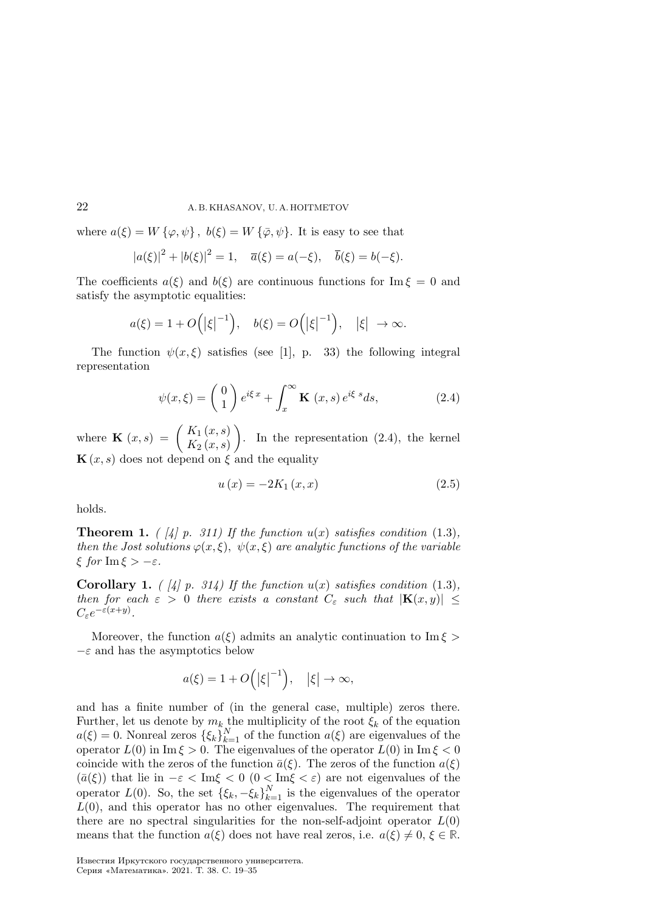where $a(\xi) = W\left\{\varphi, \psi\right\}$, $b(\xi) = W\left\{\bar{\varphi}, \psi\right\}$. It is easy to see that

$$|a(\xi)|^2 + |b(\xi)|^2 = 1, \quad \overline{a}(\xi) = a(-\xi), \quad \overline{b}(\xi) = b(-\xi).$$

The coefficients $a(\xi)$ and $b(\xi)$ are continuous functions for $\operatorname{Im}\xi = 0$ and satisfy the asymptotic equalities:

$$a(\xi) = 1 + O\Big(|\xi|^{-1}\Big), \quad b(\xi) = O\Big(|\xi|^{-1}\Big), \quad |\xi| \to \infty.$$

The function $\psi(x, \xi)$ satisfies (see [1], p. 33) the following integral representation

$$\psi(x, \xi) = \begin{pmatrix} 0 \\ 1 \end{pmatrix} e^{i\xi\, x} + \int_x^\infty \mathbf{K}\,(x, s)\, e^{i\xi\, s} ds, \tag{2.4}$$

where $\mathbf{K}\,(x, s) = \begin{pmatrix} K_1\,(x, s) \\ K_2\,(x, s) \end{pmatrix}$. In the representation (2.4), the kernel $\mathbf{K}\,(x, s)$ does not depend on $\xi$ and the equality

$$u\,(x) = -2K_1\,(x, x) \tag{2.5}$$

holds.

**Theorem 1.** *( [4] p. 311) If the function $u(x)$ satisfies condition* (1.3)*, then the Jost solutions $\varphi(x, \xi)$, $\psi(x, \xi)$ are analytic functions of the variable $\xi$ for $\operatorname{Im}\xi > -\varepsilon$.*

**Corollary 1.** *( [4] p. 314) If the function $u(x)$ satisfies condition* (1.3)*, then for each $\varepsilon > 0$ there exists a constant $C_\varepsilon$ such that $|\mathbf{K}(x, y)| \leq C_\varepsilon e^{-\varepsilon(x+y)}$.*

Moreover, the function $a(\xi)$ admits an analytic continuation to $\operatorname{Im}\xi > -\varepsilon$ and has the asymptotics below

$$a(\xi) = 1 + O\Big(|\xi|^{-1}\Big), \quad |\xi| \to \infty,$$

and has a finite number of (in the general case, multiple) zeros there. Further, let us denote by $m_k$ the multiplicity of the root $\xi_k$ of the equation $a(\xi) = 0$. Nonreal zeros $\{\xi_k\}_{k=1}^N$ of the function $a(\xi)$ are eigenvalues of the operator $L(0)$ in $\operatorname{Im}\xi > 0$. The eigenvalues of the operator $L(0)$ in $\operatorname{Im}\xi < 0$ coincide with the zeros of the function $\bar{a}(\xi)$. The zeros of the function $a(\xi)$ ($\bar{a}(\xi)$) that lie in $-\varepsilon < \operatorname{Im}\xi < 0$ ($0 < \operatorname{Im}\xi < \varepsilon$) are not eigenvalues of the operator $L(0)$. So, the set $\{\xi_k, -\xi_k\}_{k=1}^N$ is the eigenvalues of the operator $L(0)$, and this operator has no other eigenvalues. The requirement that there are no spectral singularities for the non-self-adjoint operator $L(0)$ means that the function $a(\xi)$ does not have real zeros, i.e. $a(\xi) \neq 0$, $\xi \in \mathbb{R}$.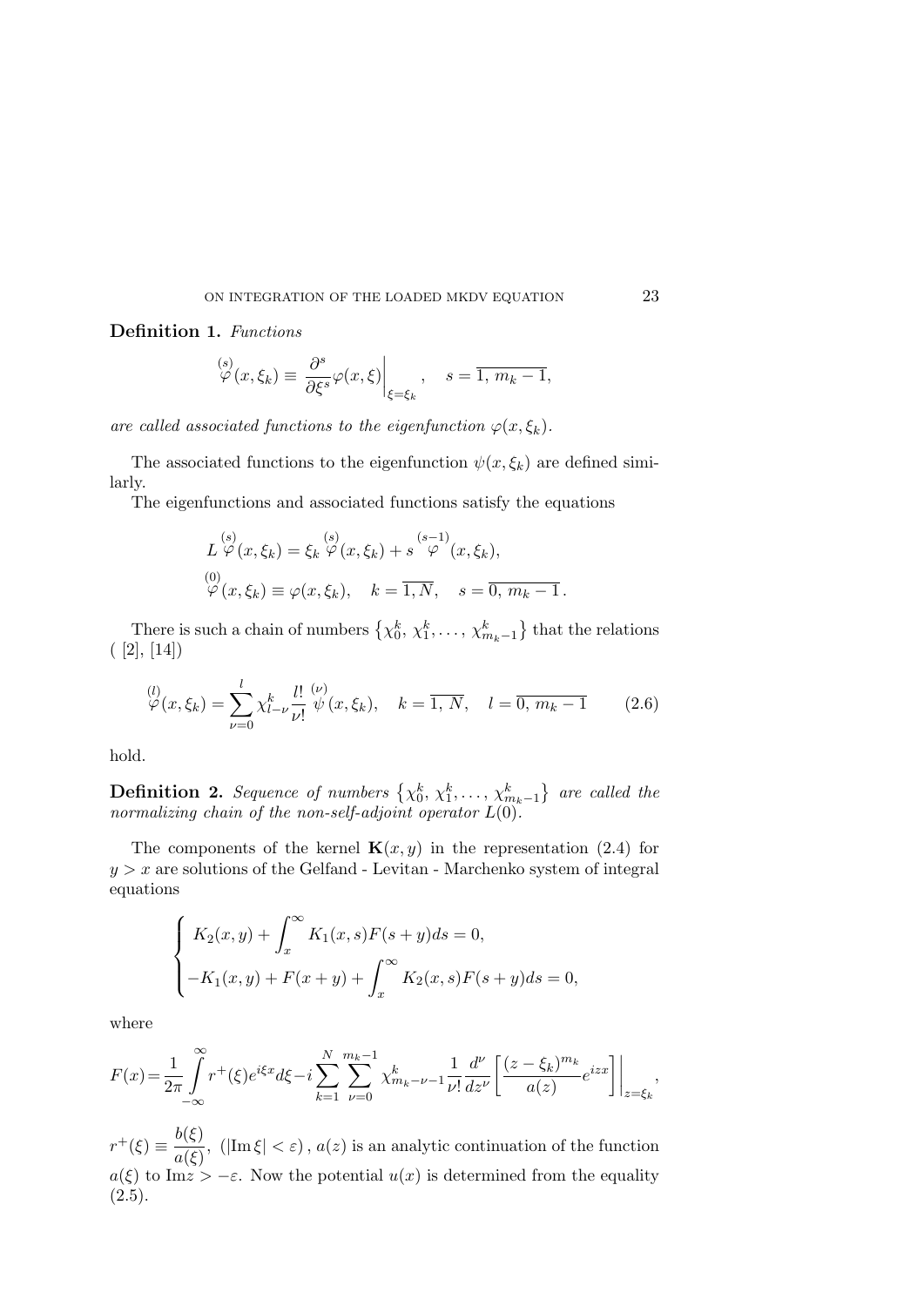**Definition 1.** *Functions*

$$\overset{(s)}{\varphi}(x,\xi_k) \equiv \left.\frac{\partial^s}{\partial \xi^s}\varphi(x,\xi)\right|_{\xi=\xi_k}, \quad s=\overline{1,\, m_k-1},$$

*are called associated functions to the eigenfunction* $\varphi(x,\xi_k)$.

The associated functions to the eigenfunction $\psi(x,\xi_k)$ are defined similarly.

The eigenfunctions and associated functions satisfy the equations

$$L\overset{(s)}{\varphi}(x,\xi_k) = \xi_k\overset{(s)}{\varphi}(x,\xi_k) + s\overset{(s-1)}{\varphi}(x,\xi_k),$$
$$\overset{(0)}{\varphi}(x,\xi_k) \equiv \varphi(x,\xi_k), \quad k=\overline{1,N}, \quad s=\overline{0,\, m_k-1}\,.$$

There is such a chain of numbers $\left\{\chi_0^k,\, \chi_1^k, \dots,\, \chi_{m_k-1}^k\right\}$ that the relations ( [2], [14])

$$\overset{(l)}{\varphi}(x,\xi_k) = \sum_{\nu=0}^{l}\chi_{l-\nu}^k\frac{l!}{\nu!}\overset{(\nu)}{\psi}(x,\xi_k), \quad k=\overline{1,\,N}, \quad l=\overline{0,\,m_k-1} \tag{2.6}$$

hold.

**Definition 2.** *Sequence of numbers* $\left\{\chi_0^k,\, \chi_1^k, \dots,\, \chi_{m_k-1}^k\right\}$ *are called the normalizing chain of the non-self-adjoint operator* $L(0)$.

The components of the kernel $\mathbf{K}(x,y)$ in the representation (2.4) for $y>x$ are solutions of the Gelfand - Levitan - Marchenko system of integral equations

$$\begin{cases} K_2(x,y) + \displaystyle\int_x^\infty K_1(x,s)F(s+y)ds = 0, \\ -K_1(x,y) + F(x+y) + \displaystyle\int_x^\infty K_2(x,s)F(s+y)ds = 0, \end{cases}$$

where

$$F(x)=\frac{1}{2\pi}\int\limits_{-\infty}^{\infty} r^+(\xi)e^{i\xi x}d\xi - i\sum_{k=1}^{N}\sum_{\nu=0}^{m_k-1}\chi_{m_k-\nu-1}^k\frac{1}{\nu!}\frac{d^\nu}{dz^\nu}\left[\frac{(z-\xi_k)^{m_k}}{a(z)}e^{izx}\right]\Bigg|_{z=\xi_k},$$

$r^+(\xi) \equiv \dfrac{b(\xi)}{a(\xi)}$, $(|\mathrm{Im}\,\xi|<\varepsilon)$, $a(z)$ is an analytic continuation of the function $a(\xi)$ to $\mathrm{Im} z > -\varepsilon$. Now the potential $u(x)$ is determined from the equality (2.5).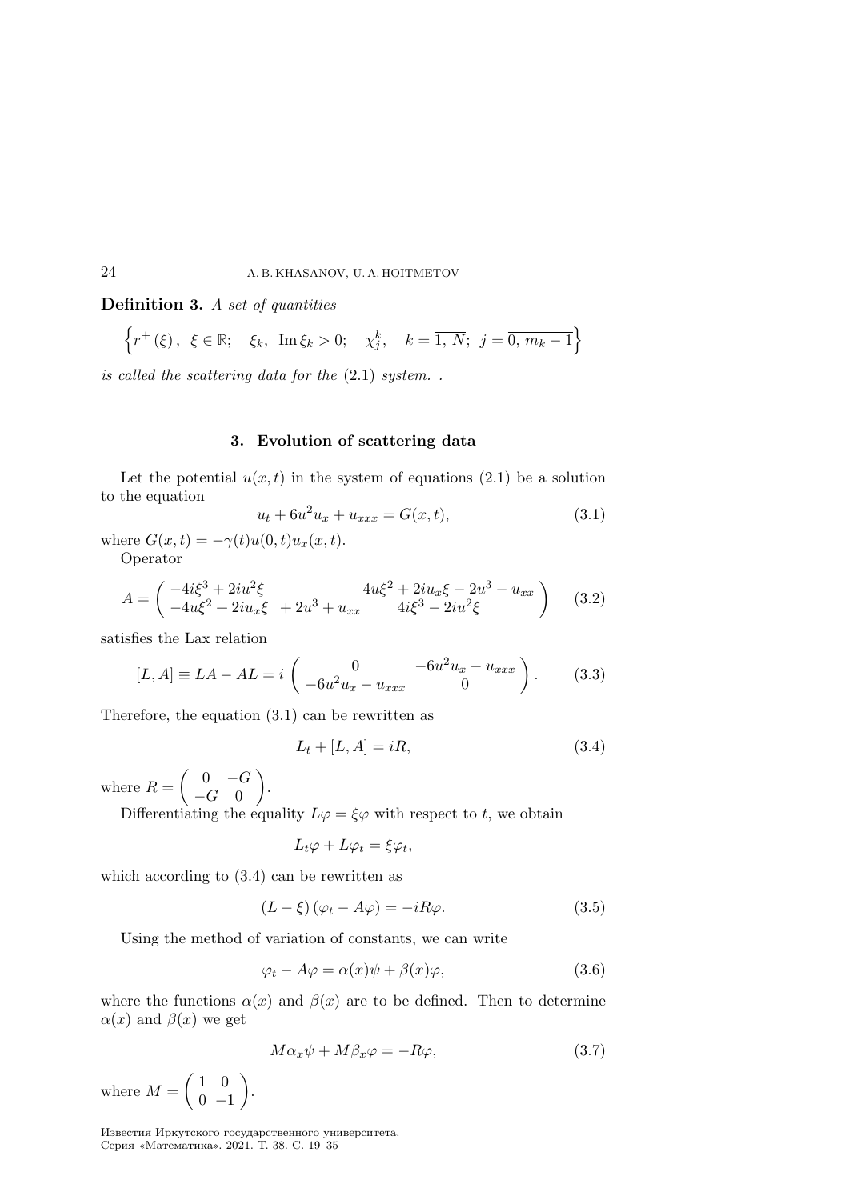**Definition 3.** *A set of quantities*

$$\left\{r^{+}(\xi),\ \ \xi \in \mathbb{R};\quad \xi_k,\ \operatorname{Im}\xi_k > 0;\quad \chi_j^k,\quad k=\overline{1,\,N};\ j=\overline{0,\,m_k-1}\right\}$$

*is called the scattering data for the* (2.1) *system.* .

## 3. Evolution of scattering data

Let the potential $u(x,t)$ in the system of equations (2.1) be a solution to the equation

$$u_t + 6u^2 u_x + u_{xxx} = G(x,t), \tag{3.1}$$

where $G(x,t) = -\gamma(t)u(0,t)u_x(x,t)$.

Operator

$$A = \begin{pmatrix} -4i\xi^3 + 2iu^2\xi & 4u\xi^2 + 2iu_x\xi - 2u^3 - u_{xx} \\ -4u\xi^2 + 2iu_x\xi \ \ + 2u^3 + u_{xx} & 4i\xi^3 - 2iu^2\xi \end{pmatrix} \tag{3.2}$$

satisfies the Lax relation

$$[L,A] \equiv LA - AL = i\begin{pmatrix} 0 & -6u^2u_x - u_{xxx} \\ -6u^2u_x - u_{xxx} & 0 \end{pmatrix}. \tag{3.3}$$

Therefore, the equation (3.1) can be rewritten as

$$L_t + [L,A] = iR, \tag{3.4}$$

where $R = \begin{pmatrix} 0 & -G \\ -G & 0 \end{pmatrix}$.

Differentiating the equality $L\varphi = \xi\varphi$ with respect to $t$, we obtain

$$L_t\varphi + L\varphi_t = \xi\varphi_t,$$

which according to (3.4) can be rewritten as

$$(L-\xi)(\varphi_t - A\varphi) = -iR\varphi. \tag{3.5}$$

Using the method of variation of constants, we can write

$$\varphi_t - A\varphi = \alpha(x)\psi + \beta(x)\varphi, \tag{3.6}$$

where the functions $\alpha(x)$ and $\beta(x)$ are to be defined. Then to determine $\alpha(x)$ and $\beta(x)$ we get

$$M\alpha_x\psi + M\beta_x\varphi = -R\varphi, \tag{3.7}$$

where $M = \begin{pmatrix} 1 & 0 \\ 0 & -1 \end{pmatrix}$.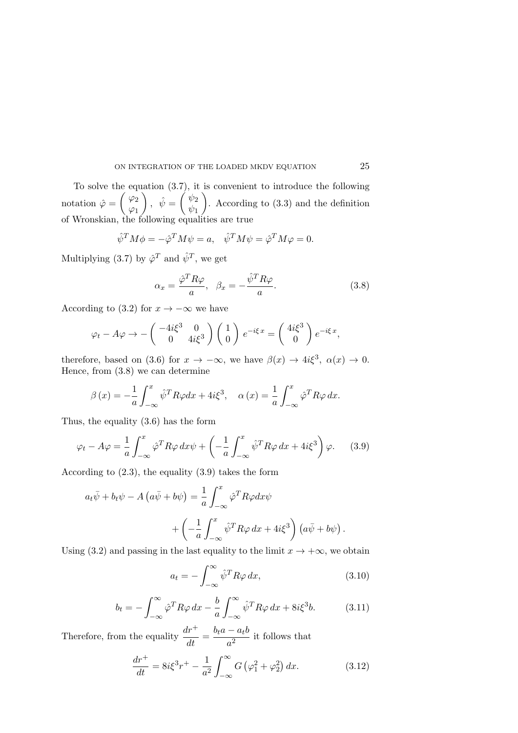To solve the equation (3.7), it is convenient to introduce the following notation $\hat{\varphi} = \begin{pmatrix} \varphi_2 \\ \varphi_1 \end{pmatrix}$, $\hat{\psi} = \begin{pmatrix} \psi_2 \\ \psi_1 \end{pmatrix}$. According to (3.3) and the definition of Wronskian, the following equalities are true

$$\hat{\psi}^T M\phi = -\hat{\varphi}^T M\psi = a, \quad \hat{\psi}^T M\psi = \hat{\varphi}^T M\varphi = 0.$$

Multiplying (3.7) by $\hat{\varphi}^T$ and $\hat{\psi}^T$, we get

$$\alpha_x = \frac{\hat{\varphi}^T R\varphi}{a}, \quad \beta_x = -\frac{\hat{\psi}^T R\varphi}{a}. \tag{3.8}$$

According to (3.2) for $x \to -\infty$ we have

$$\varphi_t - A\varphi \to -\begin{pmatrix} -4i\xi^3 & 0 \\ 0 & 4i\xi^3 \end{pmatrix} \begin{pmatrix} 1 \\ 0 \end{pmatrix} e^{-i\xi\, x} = \begin{pmatrix} 4i\xi^3 \\ 0 \end{pmatrix} e^{-i\xi\, x},$$

therefore, based on (3.6) for $x \to -\infty$, we have $\beta(x) \to 4i\xi^3$, $\alpha(x) \to 0$. Hence, from (3.8) we can determine

$$\beta(x) = -\frac{1}{a}\int_{-\infty}^{x} \hat{\psi}^T R\varphi dx + 4i\xi^3, \quad \alpha(x) = \frac{1}{a}\int_{-\infty}^{x} \hat{\varphi}^T R\varphi\, dx.$$

Thus, the equality (3.6) has the form

$$\varphi_t - A\varphi = \frac{1}{a}\int_{-\infty}^{x} \hat{\varphi}^T R\varphi\, dx\psi + \left(-\frac{1}{a}\int_{-\infty}^{x} \hat{\psi}^T R\varphi\, dx + 4i\xi^3\right)\varphi. \tag{3.9}$$

According to (2.3), the equality (3.9) takes the form

$$a_t\bar{\psi} + b_t\psi - A\left(a\bar{\psi} + b\psi\right) = \frac{1}{a}\int_{-\infty}^{x} \hat{\varphi}^T R\varphi dx\psi + \left(-\frac{1}{a}\int_{-\infty}^{x} \hat{\psi}^T R\varphi\, dx + 4i\xi^3\right)\left(a\bar{\psi} + b\psi\right).$$

Using (3.2) and passing in the last equality to the limit $x \to +\infty$, we obtain

$$a_t = -\int_{-\infty}^{\infty} \hat{\psi}^T R\varphi\, dx, \tag{3.10}$$

$$b_t = -\int_{-\infty}^{\infty} \hat{\varphi}^T R\varphi\, dx - \frac{b}{a}\int_{-\infty}^{\infty} \hat{\psi}^T R\varphi\, dx + 8i\xi^3 b. \tag{3.11}$$

Therefore, from the equality $\dfrac{dr^+}{dt} = \dfrac{b_t a - a_t b}{a^2}$ it follows that

$$\frac{dr^+}{dt} = 8i\xi^3 r^+ - \frac{1}{a^2}\int_{-\infty}^{\infty} G\left(\varphi_1^2 + \varphi_2^2\right) dx. \tag{3.12}$$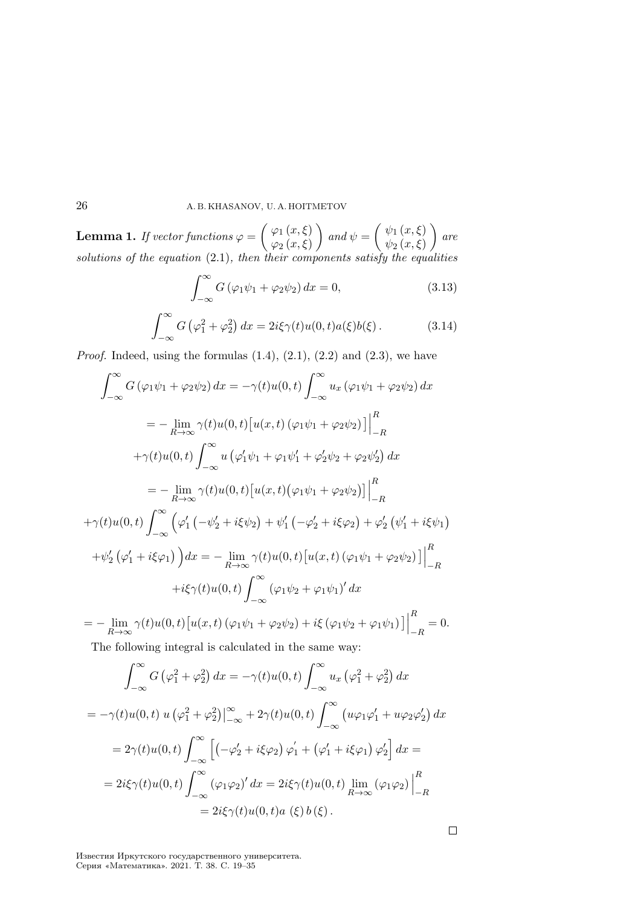**Lemma 1.** *If vector functions* $\varphi = \begin{pmatrix} \varphi_1(x,\xi) \\ \varphi_2(x,\xi) \end{pmatrix}$ *and* $\psi = \begin{pmatrix} \psi_1(x,\xi) \\ \psi_2(x,\xi) \end{pmatrix}$ *are solutions of the equation* (2.1)*, then their components satisfy the equalities*

$$\int_{-\infty}^{\infty} G\left(\varphi_1\psi_1 + \varphi_2\psi_2\right) dx = 0, \tag{3.13}$$

$$\int_{-\infty}^{\infty} G\left(\varphi_1^2 + \varphi_2^2\right) dx = 2i\xi\gamma(t)u(0,t)a(\xi)b(\xi). \tag{3.14}$$

*Proof.* Indeed, using the formulas (1.4), (2.1), (2.2) and (2.3), we have

$$\int_{-\infty}^{\infty} G\left(\varphi_1\psi_1 + \varphi_2\psi_2\right) dx = -\gamma(t)u(0,t)\int_{-\infty}^{\infty} u_x\left(\varphi_1\psi_1 + \varphi_2\psi_2\right) dx$$

$$= -\lim_{R\to\infty}\gamma(t)u(0,t)\big[u(x,t)\left(\varphi_1\psi_1 + \varphi_2\psi_2\right)\big]\Big|_{-R}^{R}$$

$$+\gamma(t)u(0,t)\int_{-\infty}^{\infty} u\left(\varphi_1'\psi_1 + \varphi_1\psi_1' + \varphi_2'\psi_2 + \varphi_2\psi_2'\right) dx$$

$$= -\lim_{R\to\infty}\gamma(t)u(0,t)\big[u(x,t)\big(\varphi_1\psi_1 + \varphi_2\psi_2\big)\big]\Big|_{-R}^{R}$$

$$+\gamma(t)u(0,t)\int_{-\infty}^{\infty}\Big(\varphi_1'\left(-\psi_2' + i\xi\psi_2\right) + \psi_1'\left(-\varphi_2' + i\xi\varphi_2\right) + \varphi_2'\left(\psi_1' + i\xi\psi_1\right)$$

$$+\psi_2'\left(\varphi_1' + i\xi\varphi_1\right)\Big)dx = -\lim_{R\to\infty}\gamma(t)u(0,t)\big[u(x,t)\left(\varphi_1\psi_1 + \varphi_2\psi_2\right)\big]\Big|_{-R}^{R}$$

$$+i\xi\gamma(t)u(0,t)\int_{-\infty}^{\infty}\left(\varphi_1\psi_2 + \varphi_2\psi_1\right)' dx$$

$$= -\lim_{R\to\infty}\gamma(t)u(0,t)\big[u(x,t)\left(\varphi_1\psi_1 + \varphi_2\psi_2\right) + i\xi\left(\varphi_1\psi_2 + \varphi_2\psi_1\right)\big]\Big|_{-R}^{R} = 0.$$

The following integral is calculated in the same way:

$$\int_{-\infty}^{\infty} G\left(\varphi_1^2 + \varphi_2^2\right) dx = -\gamma(t)u(0,t)\int_{-\infty}^{\infty} u_x\left(\varphi_1^2 + \varphi_2^2\right) dx$$

$$= -\gamma(t)u(0,t)\ u\left(\varphi_1^2 + \varphi_2^2\right)\big|_{-\infty}^{\infty} + 2\gamma(t)u(0,t)\int_{-\infty}^{\infty}\left(u\varphi_1\varphi_1' + u\varphi_2\varphi_2'\right) dx$$

$$= 2\gamma(t)u(0,t)\int_{-\infty}^{\infty}\Big[\left(-\varphi_2' + i\xi\varphi_2\right)\varphi_1' + \left(\varphi_1' + i\xi\varphi_1\right)\varphi_2'\Big] dx =$$

$$= 2i\xi\gamma(t)u(0,t)\int_{-\infty}^{\infty}\left(\varphi_1\varphi_2\right)' dx = 2i\xi\gamma(t)u(0,t)\lim_{R\to\infty}\left(\varphi_1\varphi_2\right)\Big|_{-R}^{R}$$

$$= 2i\xi\gamma(t)u(0,t)a\left(\xi\right)b\left(\xi\right).$$

□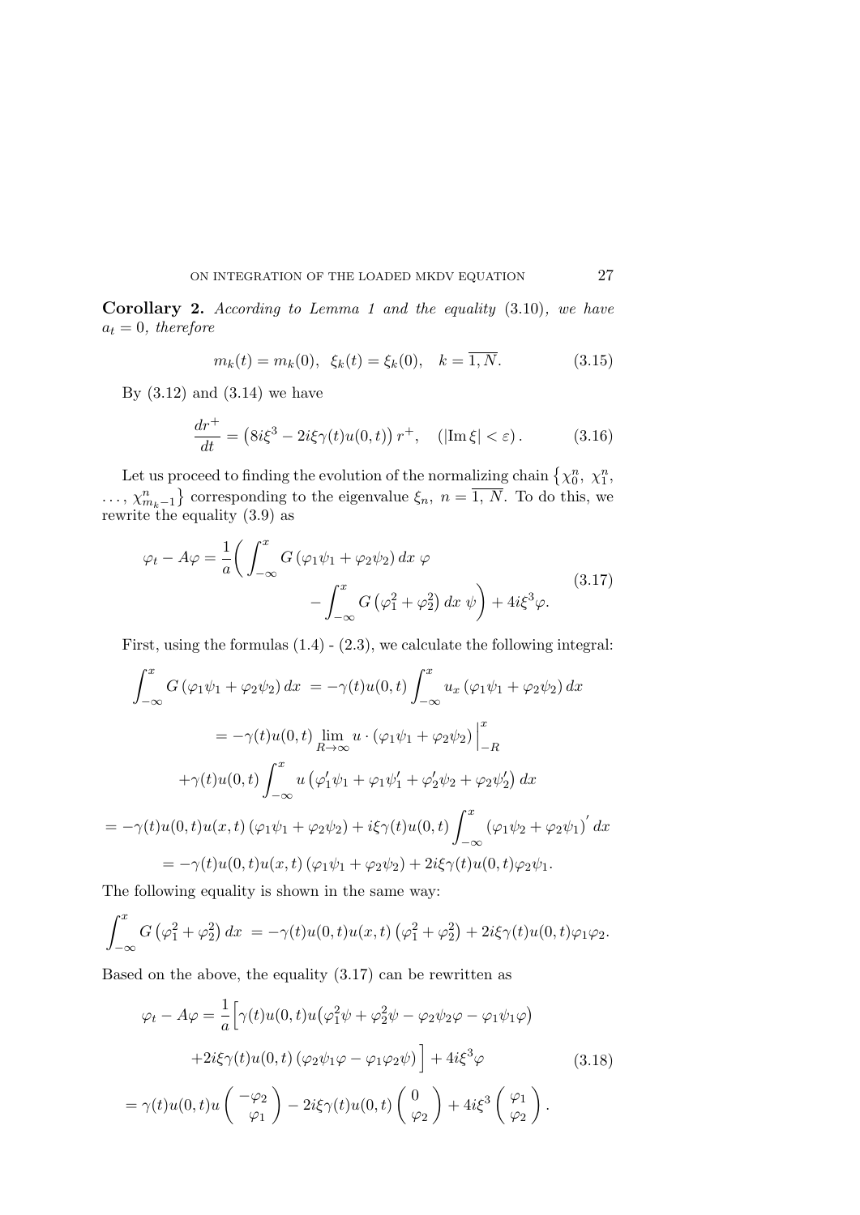**Corollary 2.** *According to Lemma 1 and the equality* (3.10)*, we have* $a_t = 0$*, therefore*

$$m_k(t) = m_k(0), \quad \xi_k(t) = \xi_k(0), \quad k = \overline{1, N}. \tag{3.15}$$

By (3.12) and (3.14) we have

$$\frac{dr^+}{dt} = \left(8i\xi^3 - 2i\xi\gamma(t)u(0,t)\right) r^+, \quad \left(|\mathrm{Im}\,\xi| < \varepsilon\right). \tag{3.16}$$

Let us proceed to finding the evolution of the normalizing chain $\left\{\chi_0^n,\ \chi_1^n,\ \ldots,\ \chi_{m_k-1}^n\right\}$ corresponding to the eigenvalue $\xi_n$, $n = \overline{1, N}$. To do this, we rewrite the equality (3.9) as

$$\varphi_t - A\varphi = \frac{1}{a}\left(\int_{-\infty}^{x} G\left(\varphi_1\psi_1 + \varphi_2\psi_2\right) dx\ \varphi - \int_{-\infty}^{x} G\left(\varphi_1^2 + \varphi_2^2\right) dx\ \psi\right) + 4i\xi^3\varphi. \tag{3.17}$$

First, using the formulas (1.4) - (2.3), we calculate the following integral:

$$\begin{aligned}
\int_{-\infty}^{x} G\left(\varphi_1\psi_1 + \varphi_2\psi_2\right) dx\ &= -\gamma(t)u(0,t)\int_{-\infty}^{x} u_x\left(\varphi_1\psi_1 + \varphi_2\psi_2\right) dx \\
&= -\gamma(t)u(0,t)\lim_{R\to\infty} u\cdot\left(\varphi_1\psi_1 + \varphi_2\psi_2\right)\Big|_{-R}^{x} \\
&\quad +\gamma(t)u(0,t)\int_{-\infty}^{x} u\left(\varphi_1'\psi_1 + \varphi_1\psi_1' + \varphi_2'\psi_2 + \varphi_2\psi_2'\right) dx \\
&= -\gamma(t)u(0,t)u(x,t)\left(\varphi_1\psi_1 + \varphi_2\psi_2\right) + i\xi\gamma(t)u(0,t)\int_{-\infty}^{x}\left(\varphi_1\psi_2 + \varphi_2\psi_1\right)' dx \\
&= -\gamma(t)u(0,t)u(x,t)\left(\varphi_1\psi_1 + \varphi_2\psi_2\right) + 2i\xi\gamma(t)u(0,t)\varphi_2\psi_1.
\end{aligned}$$

The following equality is shown in the same way:

$$\int_{-\infty}^{x} G\left(\varphi_1^2 + \varphi_2^2\right) dx\ = -\gamma(t)u(0,t)u(x,t)\left(\varphi_1^2 + \varphi_2^2\right) + 2i\xi\gamma(t)u(0,t)\varphi_1\varphi_2.$$

Based on the above, the equality (3.17) can be rewritten as

$$\begin{aligned}
\varphi_t - A\varphi &= \frac{1}{a}\Big[\gamma(t)u(0,t)u\big(\varphi_1^2\psi + \varphi_2^2\psi - \varphi_2\psi_2\varphi - \varphi_1\psi_1\varphi\big) \\
&\quad +2i\xi\gamma(t)u(0,t)\left(\varphi_2\psi_1\varphi - \varphi_1\varphi_2\psi\right)\Big] + 4i\xi^3\varphi \\
&= \gamma(t)u(0,t)u\begin{pmatrix} -\varphi_2 \\ \varphi_1 \end{pmatrix} - 2i\xi\gamma(t)u(0,t)\begin{pmatrix} 0 \\ \varphi_2 \end{pmatrix} + 4i\xi^3\begin{pmatrix} \varphi_1 \\ \varphi_2 \end{pmatrix}.
\end{aligned} \tag{3.18}$$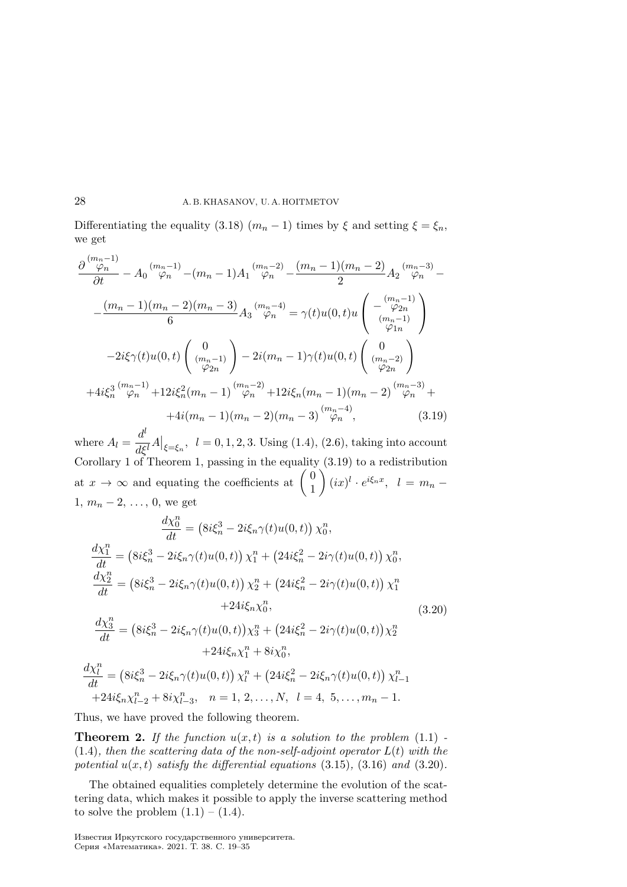Differentiating the equality (3.18) $(m_n-1)$ times by $\xi$ and setting $\xi=\xi_n$, we get

$$
\begin{gathered}
\frac{\partial \overset{(m_n-1)}{\varphi_n}}{\partial t}-A_0\overset{(m_n-1)}{\varphi_n}-(m_n-1)A_1\overset{(m_n-2)}{\varphi_n}-\frac{(m_n-1)(m_n-2)}{2}A_2\overset{(m_n-3)}{\varphi_n}-\\
-\frac{(m_n-1)(m_n-2)(m_n-3)}{6}A_3\overset{(m_n-4)}{\varphi_n}=\gamma(t)u(0,t)u\begin{pmatrix}-\overset{(m_n-1)}{\varphi_{2n}}\\ \overset{(m_n-1)}{\varphi_{1n}}\end{pmatrix}\\
-2i\xi\gamma(t)u(0,t)\begin{pmatrix}0\\ \overset{(m_n-1)}{\varphi_{2n}}\end{pmatrix}-2i(m_n-1)\gamma(t)u(0,t)\begin{pmatrix}0\\ \overset{(m_n-2)}{\varphi_{2n}}\end{pmatrix}\\
+4i\xi_n^3\overset{(m_n-1)}{\varphi_n}+12i\xi_n^2(m_n-1)\overset{(m_n-2)}{\varphi_n}+12i\xi_n(m_n-1)(m_n-2)\overset{(m_n-3)}{\varphi_n}+\\
+4i(m_n-1)(m_n-2)(m_n-3)\overset{(m_n-4)}{\varphi_n},
\end{gathered}
\tag{3.19}
$$

where $A_l=\dfrac{d^l}{d\xi^l}A\big|_{\xi=\xi_n},\ \ l=0,1,2,3$. Using (1.4), (2.6), taking into account Corollary 1 of Theorem 1, passing in the equality (3.19) to a redistribution at $x\to\infty$ and equating the coefficients at $\begin{pmatrix}0\\1\end{pmatrix}(ix)^l\cdot e^{i\xi_n x},\ \ l=m_n-1,\ m_n-2,\ \dots,\ 0$, we get

$$
\begin{gathered}
\frac{d\chi_0^n}{dt}=\left(8i\xi_n^3-2i\xi_n\gamma(t)u(0,t)\right)\chi_0^n,\\
\frac{d\chi_1^n}{dt}=\left(8i\xi_n^3-2i\xi_n\gamma(t)u(0,t)\right)\chi_1^n+\left(24i\xi_n^2-2i\gamma(t)u(0,t)\right)\chi_0^n,\\
\frac{d\chi_2^n}{dt}=\left(8i\xi_n^3-2i\xi_n\gamma(t)u(0,t)\right)\chi_2^n+\left(24i\xi_n^2-2i\gamma(t)u(0,t)\right)\chi_1^n\\
+24i\xi_n\chi_0^n,\\
\frac{d\chi_3^n}{dt}=\left(8i\xi_n^3-2i\xi_n\gamma(t)u(0,t)\right)\chi_3^n+\left(24i\xi_n^2-2i\gamma(t)u(0,t)\right)\chi_2^n\\
+24i\xi_n\chi_1^n+8i\chi_0^n,\\
\frac{d\chi_l^n}{dt}=\left(8i\xi_n^3-2i\xi_n\gamma(t)u(0,t)\right)\chi_l^n+\left(24i\xi_n^2-2i\xi_n\gamma(t)u(0,t)\right)\chi_{l-1}^n\\
+24i\xi_n\chi_{l-2}^n+8i\chi_{l-3}^n,\quad n=1,\,2,\dots,N,\ \ l=4,\ 5,\dots,m_n-1.
\end{gathered}
\tag{3.20}
$$

Thus, we have proved the following theorem.

**Theorem 2.** *If the function $u(x,t)$ is a solution to the problem* (1.1) - (1.4), *then the scattering data of the non-self-adjoint operator $L(t)$ with the potential $u(x,t)$ satisfy the differential equations* (3.15), (3.16) *and* (3.20).

The obtained equalities completely determine the evolution of the scattering data, which makes it possible to apply the inverse scattering method to solve the problem (1.1) – (1.4).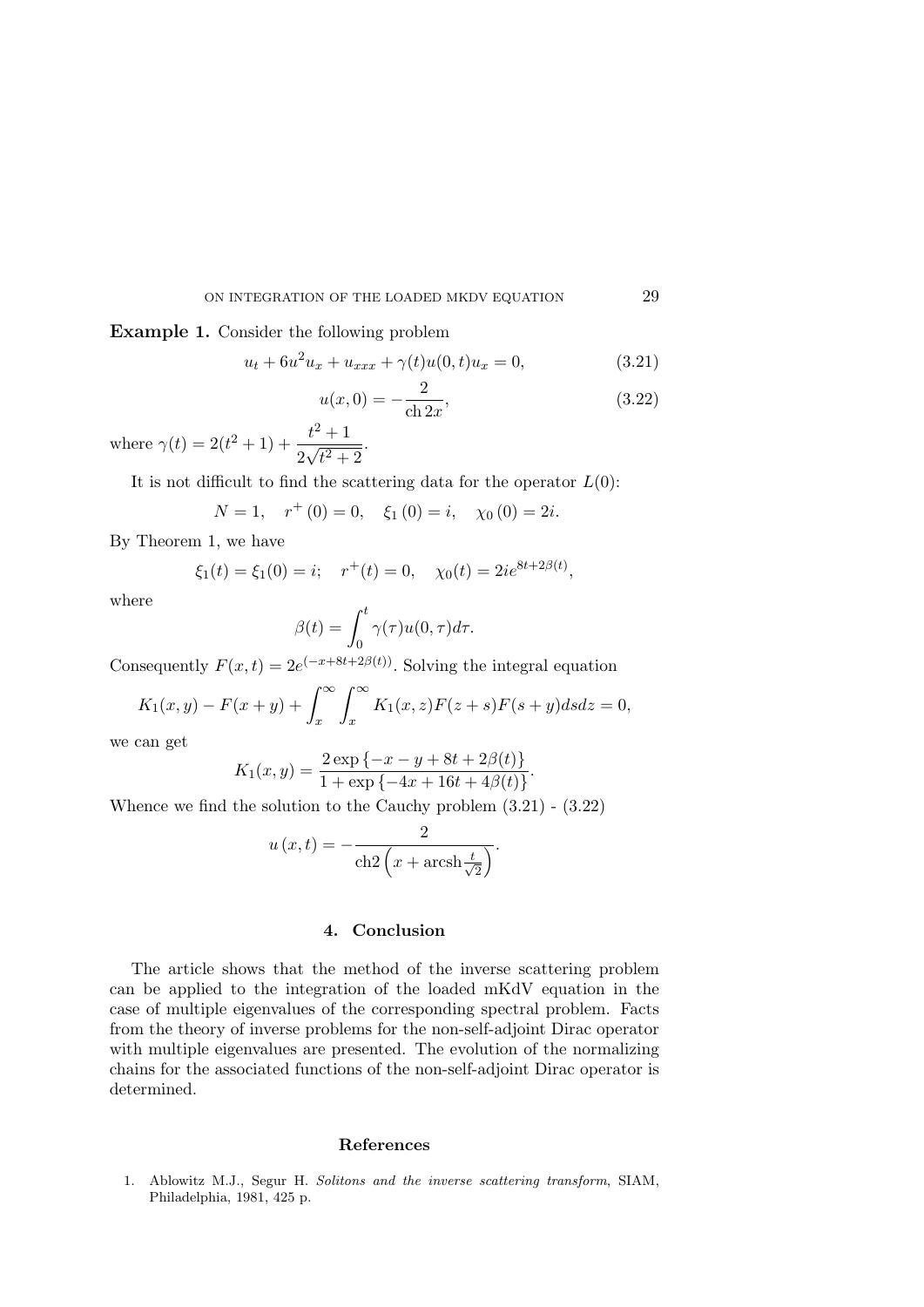**Example 1.** Consider the following problem

$$u_t + 6u^2 u_x + u_{xxx} + \gamma(t) u(0,t) u_x = 0, \tag{3.21}$$

$$u(x,0) = -\frac{2}{\operatorname{ch} 2x}, \tag{3.22}$$

where $\gamma(t) = 2(t^2+1) + \dfrac{t^2+1}{2\sqrt{t^2+2}}$.

It is not difficult to find the scattering data for the operator $L(0)$:

$$N = 1, \quad r^+(0) = 0, \quad \xi_1(0) = i, \quad \chi_0(0) = 2i.$$

By Theorem 1, we have

$$\xi_1(t) = \xi_1(0) = i; \quad r^+(t) = 0, \quad \chi_0(t) = 2ie^{8t + 2\beta(t)},$$

where

$$\beta(t) = \int_0^t \gamma(\tau) u(0,\tau) d\tau.$$

Consequently $F(x,t) = 2e^{(-x+8t+2\beta(t))}$. Solving the integral equation

$$K_1(x,y) - F(x+y) + \int_x^\infty \int_x^\infty K_1(x,z) F(z+s) F(s+y) ds dz = 0,$$

we can get

$$K_1(x,y) = \frac{2\exp\{-x-y+8t+2\beta(t)\}}{1+\exp\{-4x+16t+4\beta(t)\}}.$$

Whence we find the solution to the Cauchy problem (3.21) - (3.22)

$$u(x,t) = -\frac{2}{\operatorname{ch} 2\left(x + \operatorname{arcsh}\frac{t}{\sqrt{2}}\right)}.$$

## 4. Conclusion

The article shows that the method of the inverse scattering problem can be applied to the integration of the loaded mKdV equation in the case of multiple eigenvalues of the corresponding spectral problem. Facts from the theory of inverse problems for the non-self-adjoint Dirac operator with multiple eigenvalues are presented. The evolution of the normalizing chains for the associated functions of the non-self-adjoint Dirac operator is determined.

## References

1. Ablowitz M.J., Segur H. *Solitons and the inverse scattering transform*, SIAM, Philadelphia, 1981, 425 p.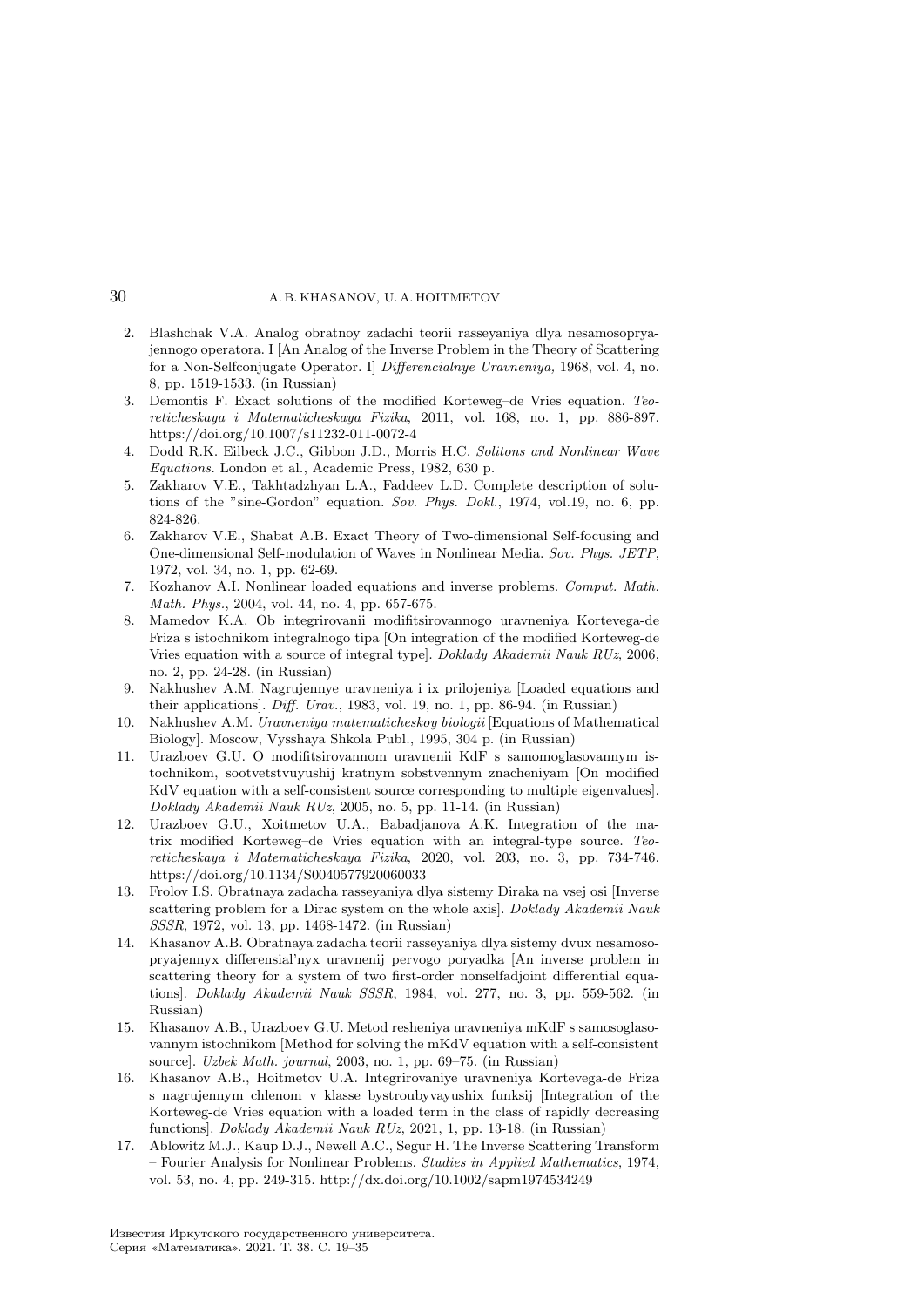2. Blashchak V.A. Analog obratnoy zadachi teorii rasseyaniya dlya nesamosopryajennogo operatora. I [An Analog of the Inverse Problem in the Theory of Scattering for a Non-Selfconjugate Operator. I] *Differencialnye Uravneniya,* 1968, vol. 4, no. 8, pp. 1519-1533. (in Russian)
3. Demontis F. Exact solutions of the modified Korteweg–de Vries equation. *Teoreticheskaya i Matematicheskaya Fizika*, 2011, vol. 168, no. 1, pp. 886-897. https://doi.org/10.1007/s11232-011-0072-4
4. Dodd R.K. Eilbeck J.C., Gibbon J.D., Morris H.C. *Solitons and Nonlinear Wave Equations.* London et al., Academic Press, 1982, 630 p.
5. Zakharov V.E., Takhtadzhyan L.A., Faddeev L.D. Complete description of solutions of the "sine-Gordon" equation. *Sov. Phys. Dokl.*, 1974, vol.19, no. 6, pp. 824-826.
6. Zakharov V.E., Shabat A.B. Exact Theory of Two-dimensional Self-focusing and One-dimensional Self-modulation of Waves in Nonlinear Media. *Sov. Phys. JETP*, 1972, vol. 34, no. 1, pp. 62-69.
7. Kozhanov A.I. Nonlinear loaded equations and inverse problems. *Comput. Math. Math. Phys.*, 2004, vol. 44, no. 4, pp. 657-675.
8. Mamedov K.A. Ob integrirovanii modifitsirovannogo uravneniya Kortevega-de Friza s istochnikom integralnogo tipa [On integration of the modified Korteweg-de Vries equation with a source of integral type]. *Doklady Akademii Nauk RUz*, 2006, no. 2, pp. 24-28. (in Russian)
9. Nakhushev A.M. Nagrujennye uravneniya i ix prilojeniya [Loaded equations and their applications]. *Diff. Urav.*, 1983, vol. 19, no. 1, pp. 86-94. (in Russian)
10. Nakhushev A.M. *Uravneniya matematicheskoy biologii* [Equations of Mathematical Biology]. Moscow, Vysshaya Shkola Publ., 1995, 304 p. (in Russian)
11. Urazboev G.U. O modifitsirovannom uravnenii KdF s samomoglasovannym istochnikom, sootvetstvuyushij kratnym sobstvennym znacheniyam [On modified KdV equation with a self-consistent source corresponding to multiple eigenvalues]. *Doklady Akademii Nauk RUz*, 2005, no. 5, pp. 11-14. (in Russian)
12. Urazboev G.U., Xoitmetov U.A., Babadjanova A.K. Integration of the matrix modified Korteweg–de Vries equation with an integral-type source. *Teoreticheskaya i Matematicheskaya Fizika*, 2020, vol. 203, no. 3, pp. 734-746. https://doi.org/10.1134/S0040577920060033
13. Frolov I.S. Obratnaya zadacha rasseyaniya dlya sistemy Diraka na vsej osi [Inverse scattering problem for a Dirac system on the whole axis]. *Doklady Akademii Nauk SSSR*, 1972, vol. 13, pp. 1468-1472. (in Russian)
14. Khasanov A.B. Obratnaya zadacha teorii rasseyaniya dlya sistemy dvux nesamosopryajennyx differensial'nyx uravnenij pervogo poryadka [An inverse problem in scattering theory for a system of two first-order nonselfadjoint differential equations]. *Doklady Akademii Nauk SSSR*, 1984, vol. 277, no. 3, pp. 559-562. (in Russian)
15. Khasanov A.B., Urazboev G.U. Metod resheniya uravneniya mKdF s samosoglasovannym istochnikom [Method for solving the mKdV equation with a self-consistent source]. *Uzbek Math. journal*, 2003, no. 1, pp. 69–75. (in Russian)
16. Khasanov A.B., Hoitmetov U.A. Integrirovaniye uravneniya Kortevega-de Friza s nagrujennym chlenom v klasse bystroubyvayushix funksij [Integration of the Korteweg-de Vries equation with a loaded term in the class of rapidly decreasing functions]. *Doklady Akademii Nauk RUz*, 2021, 1, pp. 13-18. (in Russian)
17. Ablowitz M.J., Kaup D.J., Newell A.C., Segur H. The Inverse Scattering Transform – Fourier Analysis for Nonlinear Problems. *Studies in Applied Mathematics*, 1974, vol. 53, no. 4, pp. 249-315. http://dx.doi.org/10.1002/sapm1974534249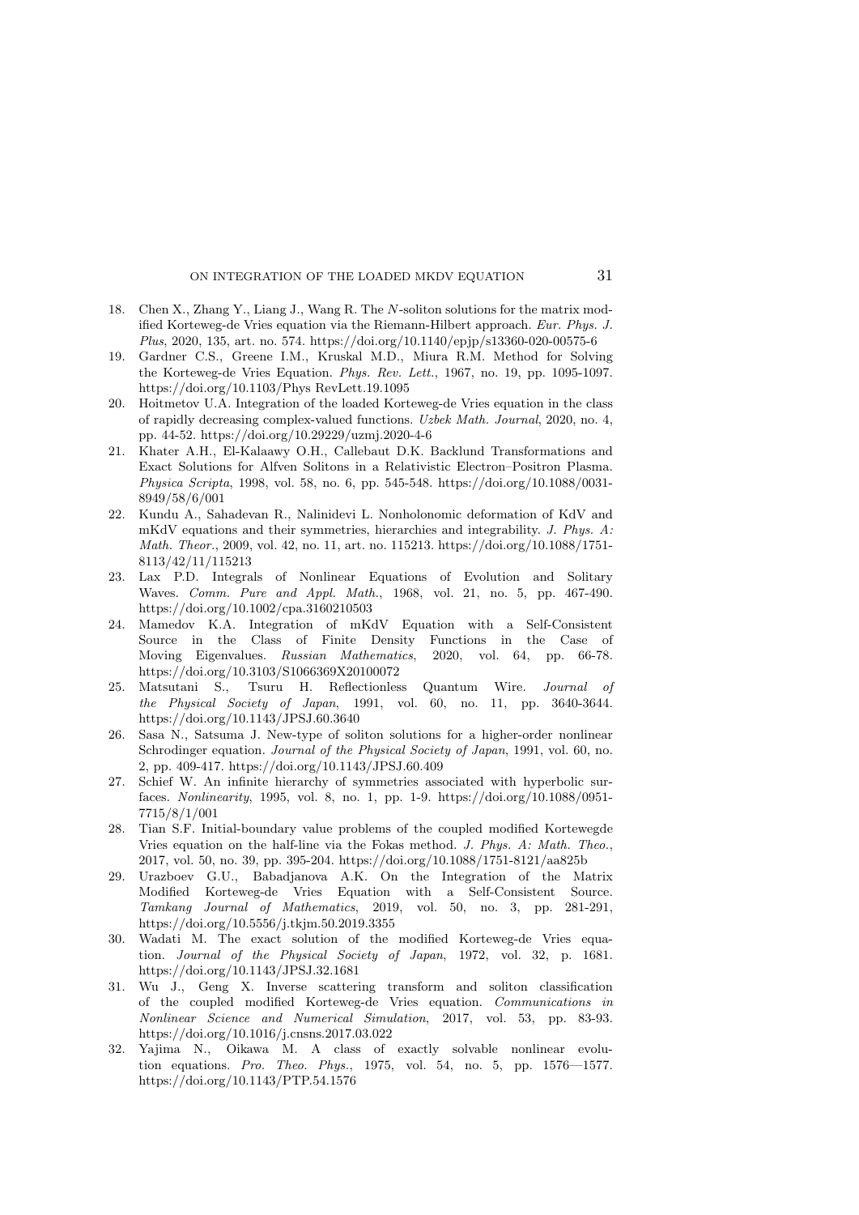18. Chen X., Zhang Y., Liang J., Wang R. The $N$-soliton solutions for the matrix modified Korteweg-de Vries equation via the Riemann-Hilbert approach. *Eur. Phys. J. Plus*, 2020, 135, art. no. 574. https://doi.org/10.1140/epjp/s13360-020-00575-6
19. Gardner C.S., Greene I.M., Kruskal M.D., Miura R.M. Method for Solving the Korteweg-de Vries Equation. *Phys. Rev. Lett.*, 1967, no. 19, pp. 1095-1097. https://doi.org/10.1103/Phys RevLett.19.1095
20. Hoitmetov U.A. Integration of the loaded Korteweg-de Vries equation in the class of rapidly decreasing complex-valued functions. *Uzbek Math. Journal*, 2020, no. 4, pp. 44-52. https://doi.org/10.29229/uzmj.2020-4-6
21. Khater A.H., El-Kalaawy O.H., Callebaut D.K. Backlund Transformations and Exact Solutions for Alfven Solitons in a Relativistic Electron–Positron Plasma. *Physica Scripta*, 1998, vol. 58, no. 6, pp. 545-548. https://doi.org/10.1088/0031-8949/58/6/001
22. Kundu A., Sahadevan R., Nalinidevi L. Nonholonomic deformation of KdV and mKdV equations and their symmetries, hierarchies and integrability. *J. Phys. A: Math. Theor.*, 2009, vol. 42, no. 11, art. no. 115213. https://doi.org/10.1088/1751-8113/42/11/115213
23. Lax P.D. Integrals of Nonlinear Equations of Evolution and Solitary Waves. *Comm. Pure and Appl. Math.*, 1968, vol. 21, no. 5, pp. 467-490. https://doi.org/10.1002/cpa.3160210503
24. Mamedov K.A. Integration of mKdV Equation with a Self-Consistent Source in the Class of Finite Density Functions in the Case of Moving Eigenvalues. *Russian Mathematics*, 2020, vol. 64, pp. 66-78. https://doi.org/10.3103/S1066369X20100072
25. Matsutani S., Tsuru H. Reflectionless Quantum Wire. *Journal of the Physical Society of Japan*, 1991, vol. 60, no. 11, pp. 3640-3644. https://doi.org/10.1143/JPSJ.60.3640
26. Sasa N., Satsuma J. New-type of soliton solutions for a higher-order nonlinear Schrodinger equation. *Journal of the Physical Society of Japan*, 1991, vol. 60, no. 2, pp. 409-417. https://doi.org/10.1143/JPSJ.60.409
27. Schief W. An infinite hierarchy of symmetries associated with hyperbolic surfaces. *Nonlinearity*, 1995, vol. 8, no. 1, pp. 1-9. https://doi.org/10.1088/0951-7715/8/1/001
28. Tian S.F. Initial-boundary value problems of the coupled modified Kortewegde Vries equation on the half-line via the Fokas method. *J. Phys. A: Math. Theo.*, 2017, vol. 50, no. 39, pp. 395-204. https://doi.org/10.1088/1751-8121/aa825b
29. Urazboev G.U., Babadjanova A.K. On the Integration of the Matrix Modified Korteweg-de Vries Equation with a Self-Consistent Source. *Tamkang Journal of Mathematics*, 2019, vol. 50, no. 3, pp. 281-291, https://doi.org/10.5556/j.tkjm.50.2019.3355
30. Wadati M. The exact solution of the modified Korteweg-de Vries equation. *Journal of the Physical Society of Japan*, 1972, vol. 32, p. 1681. https://doi.org/10.1143/JPSJ.32.1681
31. Wu J., Geng X. Inverse scattering transform and soliton classification of the coupled modified Korteweg-de Vries equation. *Communications in Nonlinear Science and Numerical Simulation*, 2017, vol. 53, pp. 83-93. https://doi.org/10.1016/j.cnsns.2017.03.022
32. Yajima N., Oikawa M. A class of exactly solvable nonlinear evolution equations. *Pro. Theo. Phys.*, 1975, vol. 54, no. 5, pp. 1576—1577. https://doi.org/10.1143/PTP.54.1576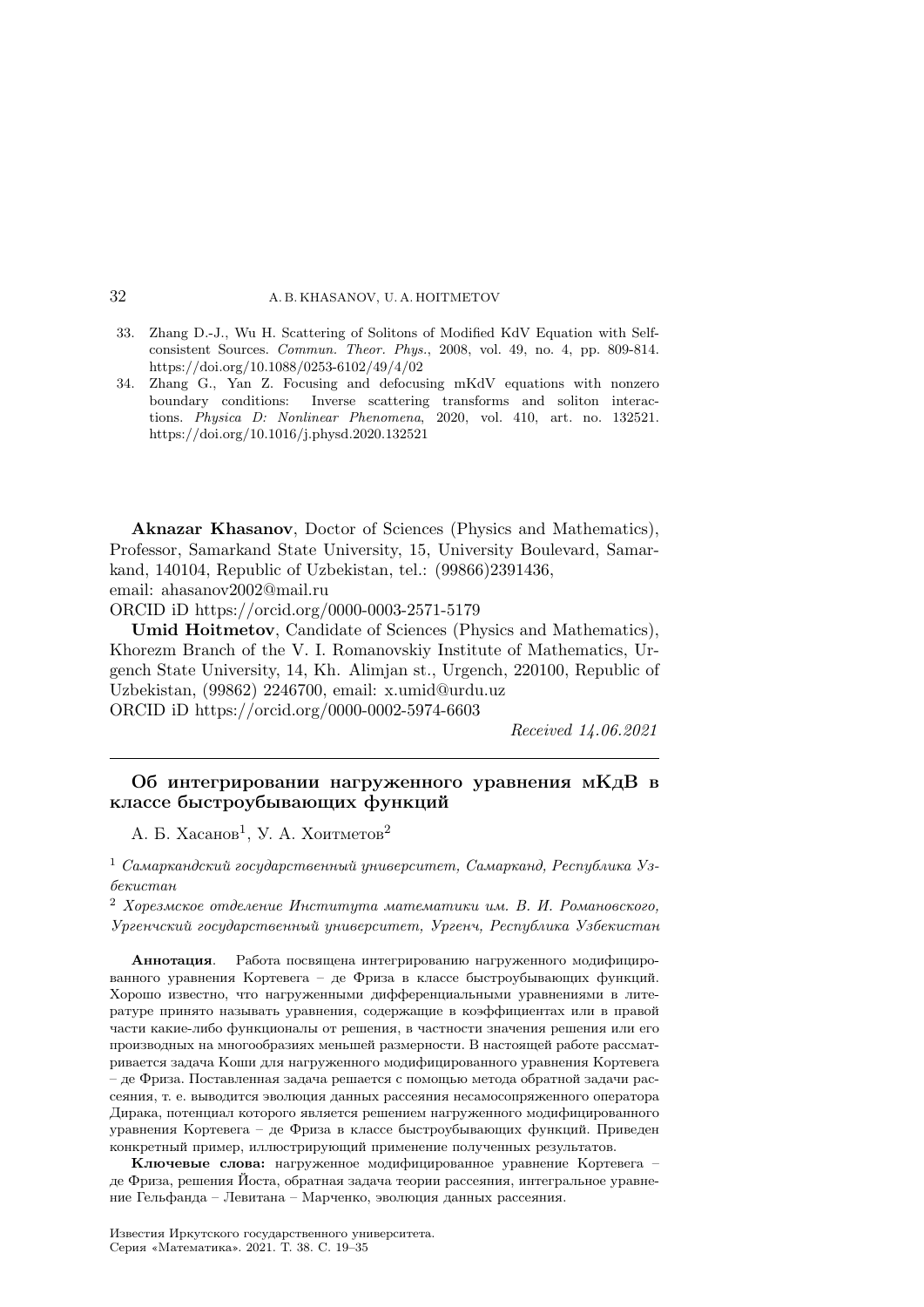33. Zhang D.-J., Wu H. Scattering of Solitons of Modified KdV Equation with Self-consistent Sources. *Commun. Theor. Phys.*, 2008, vol. 49, no. 4, pp. 809-814. https://doi.org/10.1088/0253-6102/49/4/02
34. Zhang G., Yan Z. Focusing and defocusing mKdV equations with nonzero boundary conditions: Inverse scattering transforms and soliton interactions. *Physica D: Nonlinear Phenomena*, 2020, vol. 410, art. no. 132521. https://doi.org/10.1016/j.physd.2020.132521

**Aknazar Khasanov**, Doctor of Sciences (Physics and Mathematics), Professor, Samarkand State University, 15, University Boulevard, Samarkand, 140104, Republic of Uzbekistan, tel.: (99866)2391436, email: ahasanov2002@mail.ru
ORCID iD https://orcid.org/0000-0003-2571-5179

**Umid Hoitmetov**, Candidate of Sciences (Physics and Mathematics), Khorezm Branch of the V. I. Romanovskiy Institute of Mathematics, Urgench State University, 14, Kh. Alimjan st., Urgench, 220100, Republic of Uzbekistan, (99862) 2246700, email: x.umid@urdu.uz
ORCID iD https://orcid.org/0000-0002-5974-6603

*Received 14.06.2021*

---

## Об интегрировании нагруженного уравнения мКдВ в классе быстроубывающих функций

А. Б. Хасанов[1], У. А. Хоитметов[2]

[1] *Самаркандский государственный университет, Самарканд, Республика Узбекистан*

[2] *Хорезмское отделение Института математики им. В. И. Романовского, Ургенчский государственный университет, Ургенч, Республика Узбекистан*

**Аннотация**. Работа посвящена интегрированию нагруженного модифицированного уравнения Кортевега – де Фриза в классе быстроубывающих функций. Хорошо известно, что нагруженными дифференциальными уравнениями в литературе принято называть уравнения, содержащие в коэффициентах или в правой части какие-либо функционалы от решения, в частности значения решения или его производных на многообразиях меньшей размерности. В настоящей работе рассматривается задача Коши для нагруженного модифицированного уравнения Кортевега – де Фриза. Поставленная задача решается с помощью метода обратной задачи рассеяния, т. е. выводится эволюция данных рассеяния несамосопряженного оператора Дирака, потенциал которого является решением нагруженного модифицированного уравнения Кортевега – де Фриза в классе быстроубывающих функций. Приведен конкретный пример, иллюстрирующий применение полученных результатов.

**Ключевые слова:** нагруженное модифицированное уравнение Кортевега – де Фриза, решения Йоста, обратная задача теории рассеяния, интегральное уравнение Гельфанда – Левитана – Марченко, эволюция данных рассеяния.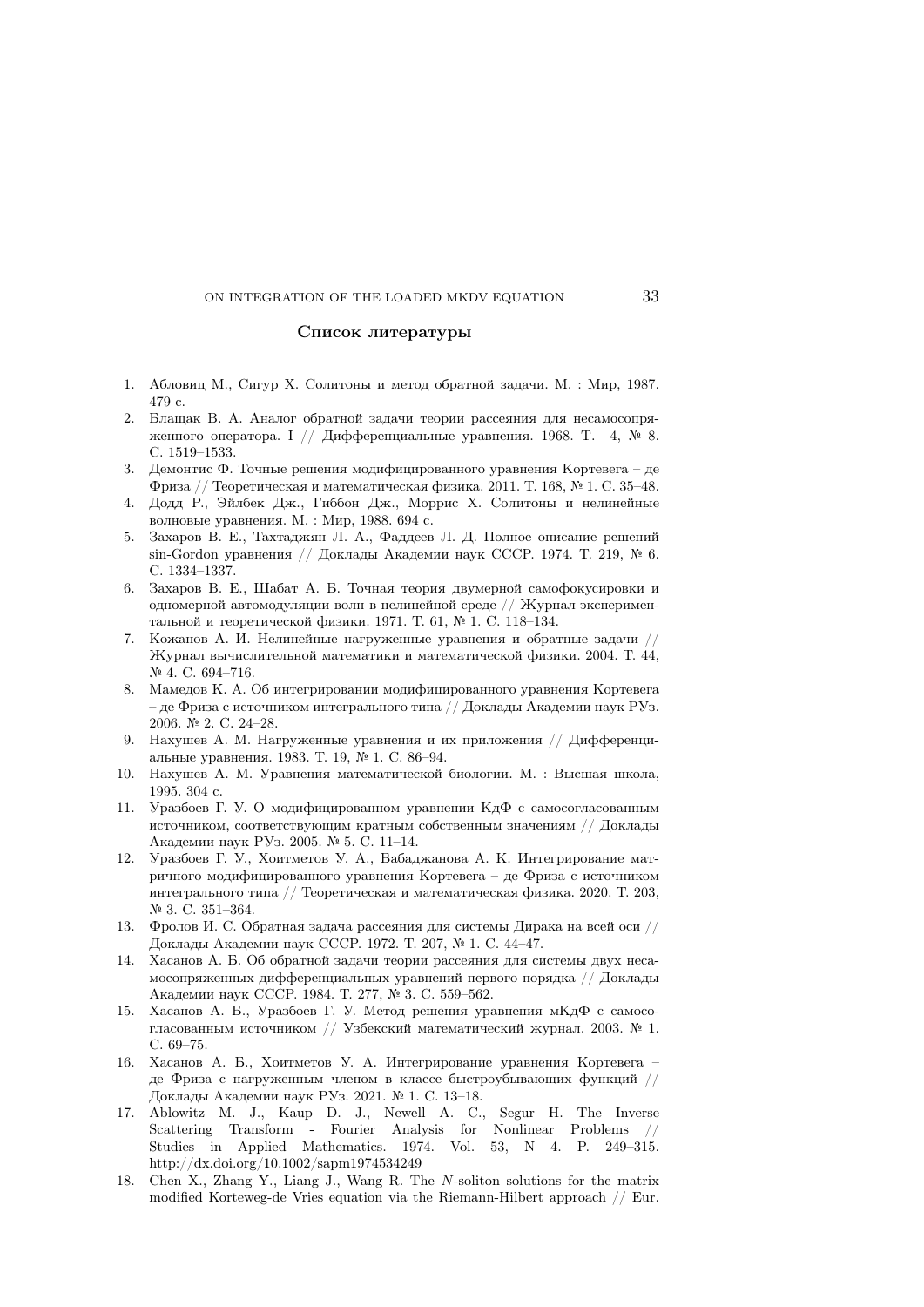## Список литературы

1. Абловиц М., Сигур Х. Солитоны и метод обратной задачи. М. : Мир, 1987. 479 с.
2. Блащак В. А. Аналог обратной задачи теории рассеяния для несамосопряженного оператора. I // Дифференциальные уравнения. 1968. Т. 4, № 8. С. 1519–1533.
3. Демонтис Ф. Точные решения модифицированного уравнения Кортевега – де Фриза // Теоретическая и математическая физика. 2011. Т. 168, № 1. С. 35–48.
4. Додд Р., Эйлбек Дж., Гиббон Дж., Моррис Х. Солитоны и нелинейные волновые уравнения. М. : Мир, 1988. 694 с.
5. Захаров В. Е., Тахтаджян Л. А., Фаддеев Л. Д. Полное описание решений sin-Gordon уравнения // Доклады Академии наук СССР. 1974. Т. 219, № 6. С. 1334–1337.
6. Захаров В. Е., Шабат А. Б. Точная теория двумерной самофокусировки и одномерной автомодуляции волн в нелинейной среде // Журнал экспериментальной и теоретической физики. 1971. Т. 61, № 1. С. 118–134.
7. Кожанов А. И. Нелинейные нагруженные уравнения и обратные задачи // Журнал вычислительной математики и математической физики. 2004. Т. 44, № 4. С. 694–716.
8. Мамедов К. А. Об интегрировании модифицированного уравнения Кортевега – де Фриза с источником интегрального типа // Доклады Академии наук РУз. 2006. № 2. С. 24–28.
9. Нахушев А. М. Нагруженные уравнения и их приложения // Дифференциальные уравнения. 1983. Т. 19, № 1. С. 86–94.
10. Нахушев А. М. Уравнения математической биологии. М. : Высшая школа, 1995. 304 с.
11. Уразбоев Г. У. О модифицированном уравнении КдФ с самосогласованным источником, соответствующим кратным собственным значениям // Доклады Академии наук РУз. 2005. № 5. С. 11–14.
12. Уразбоев Г. У., Хоитметов У. А., Бабаджанова А. К. Интегрирование матричного модифицированного уравнения Кортевега – де Фриза с источником интегрального типа // Теоретическая и математическая физика. 2020. Т. 203, № 3. С. 351–364.
13. Фролов И. С. Обратная задача рассеяния для системы Дирака на всей оси // Доклады Академии наук СССР. 1972. Т. 207, № 1. С. 44–47.
14. Хасанов А. Б. Об обратной задачи теории рассеяния для системы двух несамосопряженных дифференциальных уравнений первого порядка // Доклады Академии наук СССР. 1984. Т. 277, № 3. С. 559–562.
15. Хасанов А. Б., Уразбоев Г. У. Метод решения уравнения мКдФ с самосогласованным источником // Узбекский математический журнал. 2003. № 1. С. 69–75.
16. Хасанов А. Б., Хоитметов У. А. Интегрирование уравнения Кортевега – де Фриза с нагруженным членом в классе быстроубывающих функций // Доклады Академии наук РУз. 2021. № 1. С. 13–18.
17. Ablowitz M. J., Kaup D. J., Newell A. C., Segur H. The Inverse Scattering Transform - Fourier Analysis for Nonlinear Problems // Studies in Applied Mathematics. 1974. Vol. 53, N 4. P. 249–315. http://dx.doi.org/10.1002/sapm1974534249
18. Chen X., Zhang Y., Liang J., Wang R. The $N$-soliton solutions for the matrix modified Korteweg-de Vries equation via the Riemann-Hilbert approach // Eur.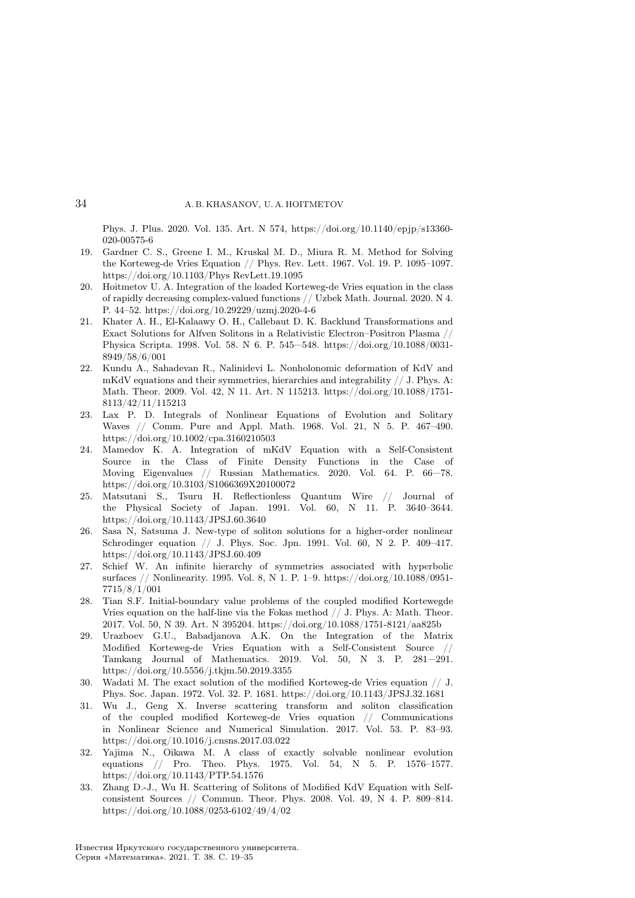Phys. J. Plus. 2020. Vol. 135. Art. N 574, https://doi.org/10.1140/epjp/s13360-020-00575-6

19. Gardner C. S., Greene I. M., Kruskal M. D., Miura R. M. Method for Solving the Korteweg-de Vries Equation // Phys. Rev. Lett. 1967. Vol. 19. P. 1095–1097. https://doi.org/10.1103/Phys RevLett.19.1095
20. Hoitmetov U. A. Integration of the loaded Korteweg-de Vries equation in the class of rapidly decreasing complex-valued functions // Uzbek Math. Journal. 2020. N 4. P. 44–52. https://doi.org/10.29229/uzmj.2020-4-6
21. Khater A. H., El-Kalaawy O. H., Callebaut D. K. Backlund Transformations and Exact Solutions for Alfven Solitons in a Relativistic Electron–Positron Plasma // Physica Scripta. 1998. Vol. 58. N 6. P. 545—548. https://doi.org/10.1088/0031-8949/58/6/001
22. Kundu A., Sahadevan R., Nalinidevi L. Nonholonomic deformation of KdV and mKdV equations and their symmetries, hierarchies and integrability // J. Phys. A: Math. Theor. 2009. Vol. 42, N 11. Art. N 115213. https://doi.org/10.1088/1751-8113/42/11/115213
23. Lax P. D. Integrals of Nonlinear Equations of Evolution and Solitary Waves // Comm. Pure and Appl. Math. 1968. Vol. 21, N 5. P. 467–490. https://doi.org/10.1002/cpa.3160210503
24. Mamedov K. A. Integration of mKdV Equation with a Self-Consistent Source in the Class of Finite Density Functions in the Case of Moving Eigenvalues // Russian Mathematics. 2020. Vol. 64. P. 66—78. https://doi.org/10.3103/S1066369X20100072
25. Matsutani S., Tsuru H. Reflectionless Quantum Wire // Journal of the Physical Society of Japan. 1991. Vol. 60, N 11. P. 3640–3644. https://doi.org/10.1143/JPSJ.60.3640
26. Sasa N, Satsuma J. New-type of soliton solutions for a higher-order nonlinear Schrodinger equation // J. Phys. Soc. Jpn. 1991. Vol. 60, N 2. P. 409–417. https://doi.org/10.1143/JPSJ.60.409
27. Schief W. An infinite hierarchy of symmetries associated with hyperbolic surfaces // Nonlinearity. 1995. Vol. 8, N 1. P. 1–9. https://doi.org/10.1088/0951-7715/8/1/001
28. Tian S.F. Initial-boundary value problems of the coupled modified Kortewegde Vries equation on the half-line via the Fokas method // J. Phys. A: Math. Theor. 2017. Vol. 50, N 39. Art. N 395204. https://doi.org/10.1088/1751-8121/aa825b
29. Urazboev G.U., Babadjanova A.K. On the Integration of the Matrix Modified Korteweg-de Vries Equation with a Self-Consistent Source // Tamkang Journal of Mathematics. 2019. Vol. 50, N 3. P. 281—291. https://doi.org/10.5556/j.tkjm.50.2019.3355
30. Wadati M. The exact solution of the modified Korteweg-de Vries equation // J. Phys. Soc. Japan. 1972. Vol. 32. P. 1681. https://doi.org/10.1143/JPSJ.32.1681
31. Wu J., Geng X. Inverse scattering transform and soliton classification of the coupled modified Korteweg-de Vries equation // Communications in Nonlinear Science and Numerical Simulation. 2017. Vol. 53. P. 83–93. https://doi.org/10.1016/j.cnsns.2017.03.022
32. Yajima N., Oikawa M. A class of exactly solvable nonlinear evolution equations // Pro. Theo. Phys. 1975. Vol. 54, N 5. P. 1576–1577. https://doi.org/10.1143/PTP.54.1576
33. Zhang D.-J., Wu H. Scattering of Solitons of Modified KdV Equation with Self-consistent Sources // Commun. Theor. Phys. 2008. Vol. 49, N 4. P. 809–814. https://doi.org/10.1088/0253-6102/49/4/02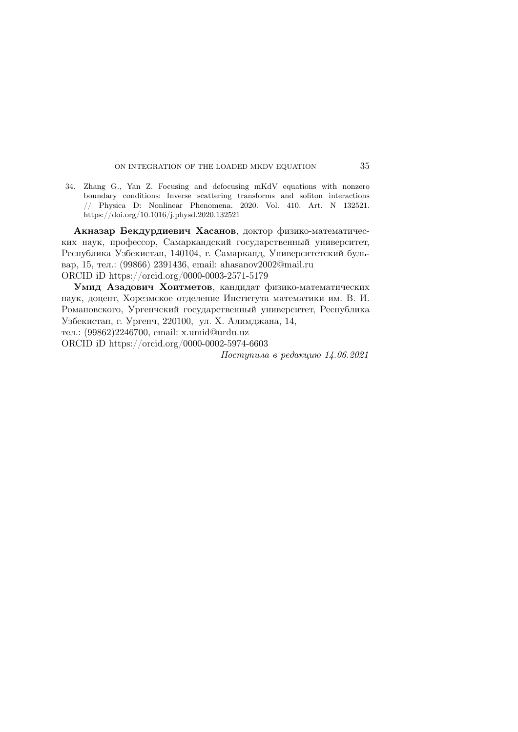34. Zhang G., Yan Z. Focusing and defocusing mKdV equations with nonzero boundary conditions: Inverse scattering transforms and soliton interactions // Physica D: Nonlinear Phenomena. 2020. Vol. 410. Art. N 132521. https://doi.org/10.1016/j.physd.2020.132521

**Акназар Бекдурдиевич Хасанов**, доктор физико-математических наук, профессор, Самаркандский государственный университет, Республика Узбекистан, 140104, г. Самарканд, Университетский бульвар, 15, тел.: (99866) 2391436, email: ahasanov2002@mail.ru
ORCID iD https://orcid.org/0000-0003-2571-5179

**Умид Азадович Хоитметов**, кандидат физико-математических наук, доцент, Хорезмское отделение Института математики им. В. И. Романовского, Ургенчский государственный университет, Республика Узбекистан, г. Ургенч, 220100, ул. Х. Алимджана, 14,
тел.: (99862)2246700, email: x.umid@urdu.uz
ORCID iD https://orcid.org/0000-0002-5974-6603

*Поступила в редакцию 14.06.2021*